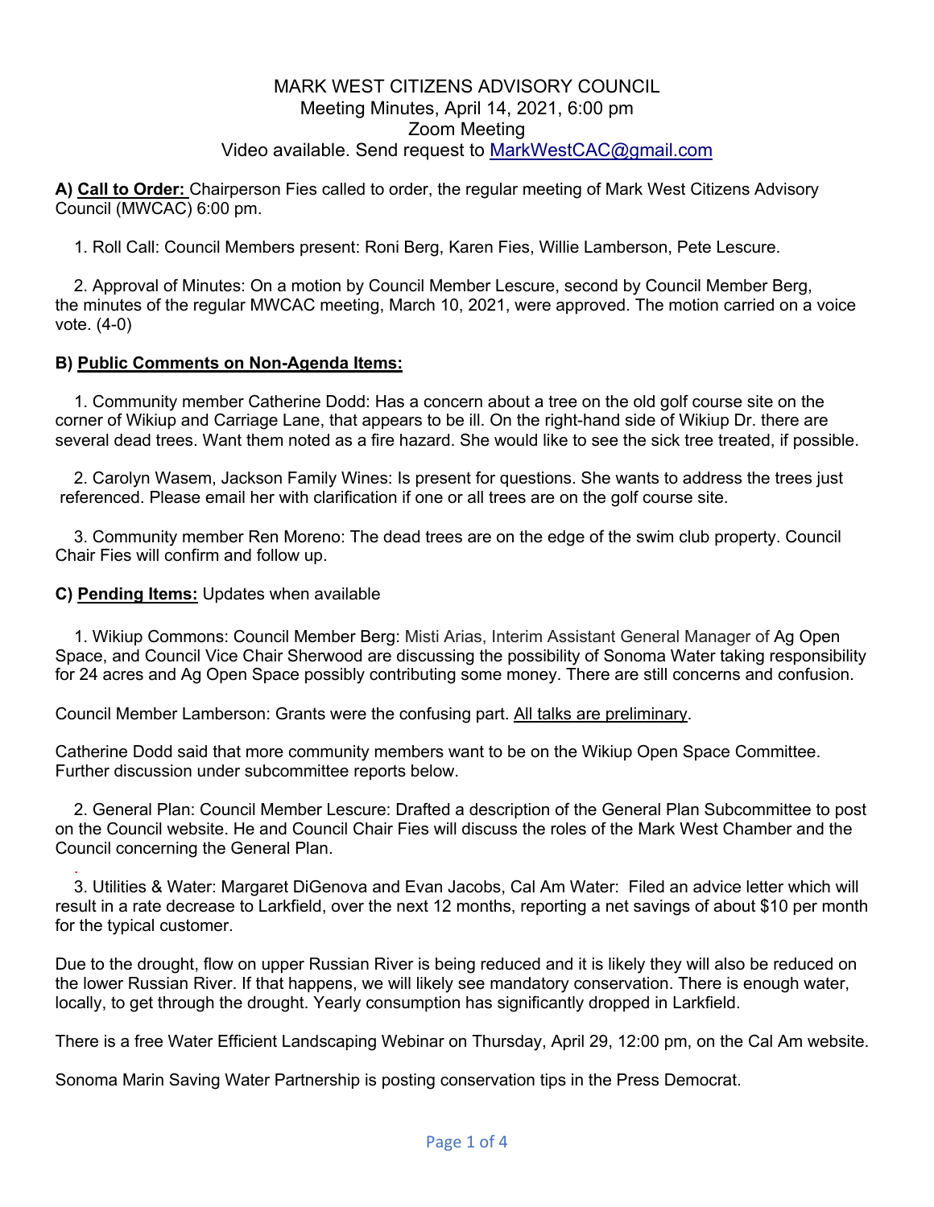# MARK WEST CITIZENS ADVISORY COUNCIL

Meeting Minutes, April 14, 2021, 6:00 pm
Zoom Meeting
Video available. Send request to MarkWestCAC@gmail.com

**A) <u>Call to Order:</u>** Chairperson Fies called to order, the regular meeting of Mark West Citizens Advisory Council (MWCAC) 6:00 pm.

1. Roll Call: Council Members present: Roni Berg, Karen Fies, Willie Lamberson, Pete Lescure.

2. Approval of Minutes: On a motion by Council Member Lescure, second by Council Member Berg, the minutes of the regular MWCAC meeting, March 10, 2021, were approved. The motion carried on a voice vote. (4-0)

**B) <u>Public Comments on Non-Agenda Items:</u>**

1. Community member Catherine Dodd: Has a concern about a tree on the old golf course site on the corner of Wikiup and Carriage Lane, that appears to be ill. On the right-hand side of Wikiup Dr. there are several dead trees. Want them noted as a fire hazard. She would like to see the sick tree treated, if possible.

2. Carolyn Wasem, Jackson Family Wines: Is present for questions. She wants to address the trees just referenced. Please email her with clarification if one or all trees are on the golf course site.

3. Community member Ren Moreno: The dead trees are on the edge of the swim club property. Council Chair Fies will confirm and follow up.

**C) <u>Pending Items:</u>** Updates when available

1. Wikiup Commons: Council Member Berg: Misti Arias, Interim Assistant General Manager of Ag Open Space, and Council Vice Chair Sherwood are discussing the possibility of Sonoma Water taking responsibility for 24 acres and Ag Open Space possibly contributing some money. There are still concerns and confusion.

Council Member Lamberson: Grants were the confusing part. <u>All talks are preliminary</u>.

Catherine Dodd said that more community members want to be on the Wikiup Open Space Committee. Further discussion under subcommittee reports below.

2. General Plan: Council Member Lescure: Drafted a description of the General Plan Subcommittee to post on the Council website. He and Council Chair Fies will discuss the roles of the Mark West Chamber and the Council concerning the General Plan.

3. Utilities & Water: Margaret DiGenova and Evan Jacobs, Cal Am Water: Filed an advice letter which will result in a rate decrease to Larkfield, over the next 12 months, reporting a net savings of about $10 per month for the typical customer.

Due to the drought, flow on upper Russian River is being reduced and it is likely they will also be reduced on the lower Russian River. If that happens, we will likely see mandatory conservation. There is enough water, locally, to get through the drought. Yearly consumption has significantly dropped in Larkfield.

There is a free Water Efficient Landscaping Webinar on Thursday, April 29, 12:00 pm, on the Cal Am website.

Sonoma Marin Saving Water Partnership is posting conservation tips in the Press Democrat.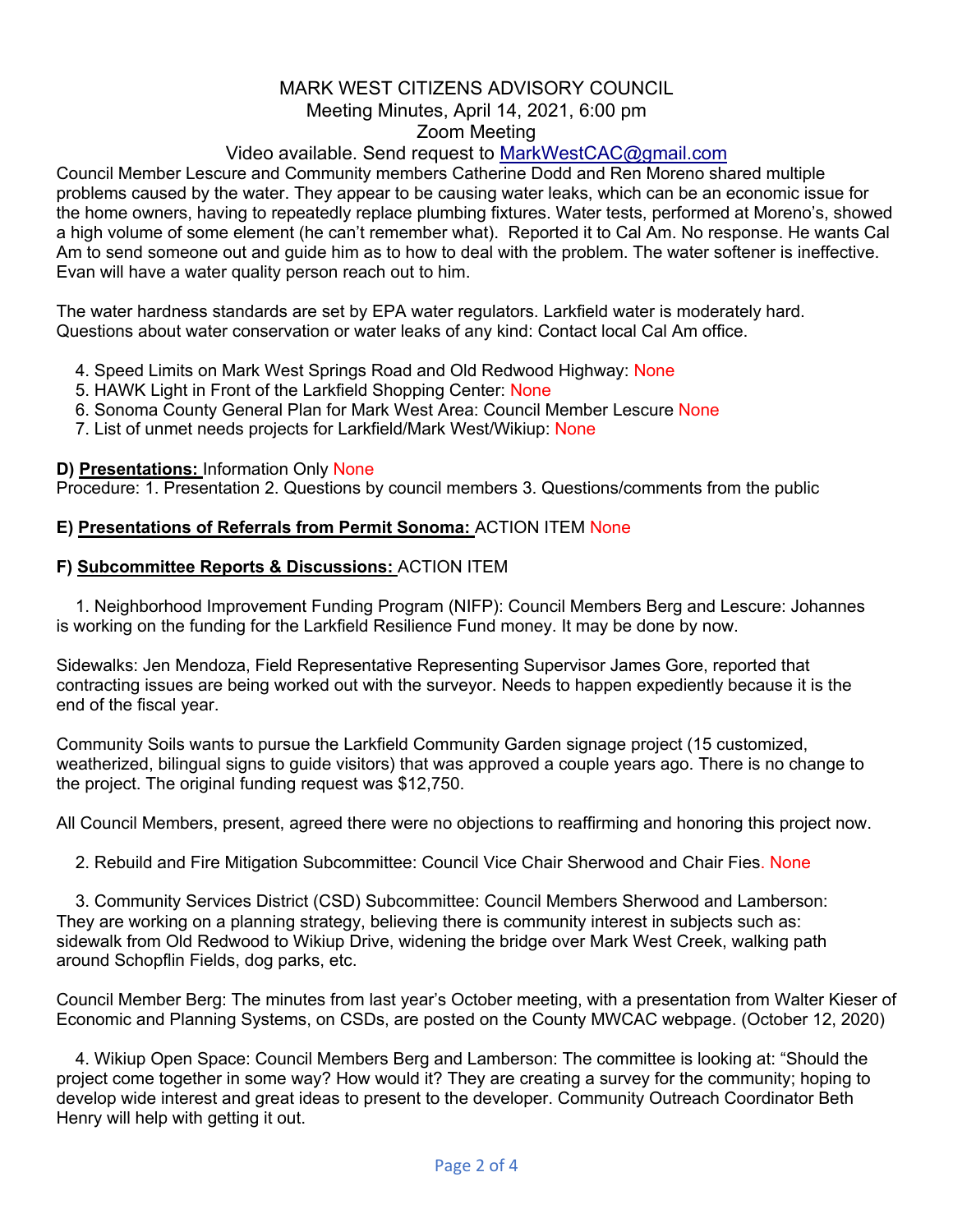MARK WEST CITIZENS ADVISORY COUNCIL
Meeting Minutes, April 14, 2021, 6:00 pm
Zoom Meeting
Video available. Send request to MarkWestCAC@gmail.com

Council Member Lescure and Community members Catherine Dodd and Ren Moreno shared multiple problems caused by the water. They appear to be causing water leaks, which can be an economic issue for the home owners, having to repeatedly replace plumbing fixtures. Water tests, performed at Moreno's, showed a high volume of some element (he can't remember what). Reported it to Cal Am. No response. He wants Cal Am to send someone out and guide him as to how to deal with the problem. The water softener is ineffective. Evan will have a water quality person reach out to him.

The water hardness standards are set by EPA water regulators. Larkfield water is moderately hard. Questions about water conservation or water leaks of any kind: Contact local Cal Am office.

4. Speed Limits on Mark West Springs Road and Old Redwood Highway: None
5. HAWK Light in Front of the Larkfield Shopping Center: None
6. Sonoma County General Plan for Mark West Area: Council Member Lescure None
7. List of unmet needs projects for Larkfield/Mark West/Wikiup: None

**D) <u>Presentations:</u>** Information Only None
Procedure: 1. Presentation 2. Questions by council members 3. Questions/comments from the public

**E) <u>Presentations of Referrals from Permit Sonoma:</u>** ACTION ITEM None

**F) <u>Subcommittee Reports & Discussions:</u>** ACTION ITEM

1. Neighborhood Improvement Funding Program (NIFP): Council Members Berg and Lescure: Johannes is working on the funding for the Larkfield Resilience Fund money. It may be done by now.

Sidewalks: Jen Mendoza, Field Representative Representing Supervisor James Gore, reported that contracting issues are being worked out with the surveyor. Needs to happen expediently because it is the end of the fiscal year.

Community Soils wants to pursue the Larkfield Community Garden signage project (15 customized, weatherized, bilingual signs to guide visitors) that was approved a couple years ago. There is no change to the project. The original funding request was $12,750.

All Council Members, present, agreed there were no objections to reaffirming and honoring this project now.

2. Rebuild and Fire Mitigation Subcommittee: Council Vice Chair Sherwood and Chair Fies. None

3. Community Services District (CSD) Subcommittee: Council Members Sherwood and Lamberson: They are working on a planning strategy, believing there is community interest in subjects such as: sidewalk from Old Redwood to Wikiup Drive, widening the bridge over Mark West Creek, walking path around Schopflin Fields, dog parks, etc.

Council Member Berg: The minutes from last year's October meeting, with a presentation from Walter Kieser of Economic and Planning Systems, on CSDs, are posted on the County MWCAC webpage. (October 12, 2020)

4. Wikiup Open Space: Council Members Berg and Lamberson: The committee is looking at: "Should the project come together in some way? How would it? They are creating a survey for the community; hoping to develop wide interest and great ideas to present to the developer. Community Outreach Coordinator Beth Henry will help with getting it out.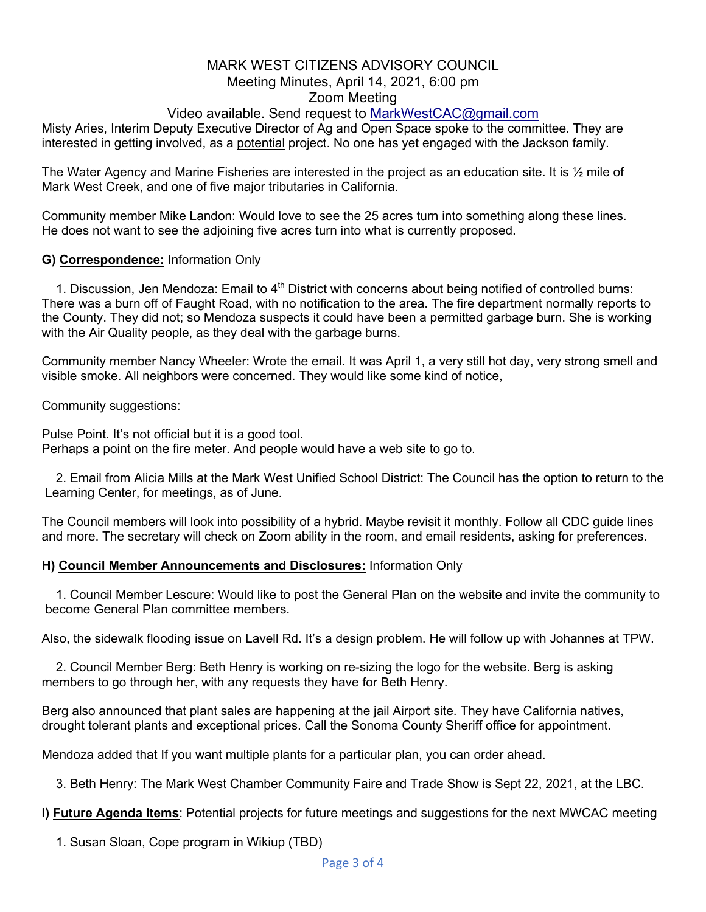MARK WEST CITIZENS ADVISORY COUNCIL
Meeting Minutes, April 14, 2021, 6:00 pm
Zoom Meeting
Video available. Send request to MarkWestCAC@gmail.com

Misty Aries, Interim Deputy Executive Director of Ag and Open Space spoke to the committee. They are interested in getting involved, as a potential project. No one has yet engaged with the Jackson family.

The Water Agency and Marine Fisheries are interested in the project as an education site. It is ½ mile of Mark West Creek, and one of five major tributaries in California.

Community member Mike Landon: Would love to see the 25 acres turn into something along these lines. He does not want to see the adjoining five acres turn into what is currently proposed.

**G) Correspondence:** Information Only

1. Discussion, Jen Mendoza: Email to 4th District with concerns about being notified of controlled burns: There was a burn off of Faught Road, with no notification to the area. The fire department normally reports to the County. They did not; so Mendoza suspects it could have been a permitted garbage burn. She is working with the Air Quality people, as they deal with the garbage burns.

Community member Nancy Wheeler: Wrote the email. It was April 1, a very still hot day, very strong smell and visible smoke. All neighbors were concerned. They would like some kind of notice,

Community suggestions:

Pulse Point. It's not official but it is a good tool.
Perhaps a point on the fire meter. And people would have a web site to go to.

2. Email from Alicia Mills at the Mark West Unified School District: The Council has the option to return to the Learning Center, for meetings, as of June.

The Council members will look into possibility of a hybrid. Maybe revisit it monthly. Follow all CDC guide lines and more. The secretary will check on Zoom ability in the room, and email residents, asking for preferences.

**H) Council Member Announcements and Disclosures:** Information Only

1. Council Member Lescure: Would like to post the General Plan on the website and invite the community to become General Plan committee members.

Also, the sidewalk flooding issue on Lavell Rd. It's a design problem. He will follow up with Johannes at TPW.

2. Council Member Berg: Beth Henry is working on re-sizing the logo for the website. Berg is asking members to go through her, with any requests they have for Beth Henry.

Berg also announced that plant sales are happening at the jail Airport site. They have California natives, drought tolerant plants and exceptional prices. Call the Sonoma County Sheriff office for appointment.

Mendoza added that If you want multiple plants for a particular plan, you can order ahead.

3. Beth Henry: The Mark West Chamber Community Faire and Trade Show is Sept 22, 2021, at the LBC.

**I) Future Agenda Items**: Potential projects for future meetings and suggestions for the next MWCAC meeting

1. Susan Sloan, Cope program in Wikiup (TBD)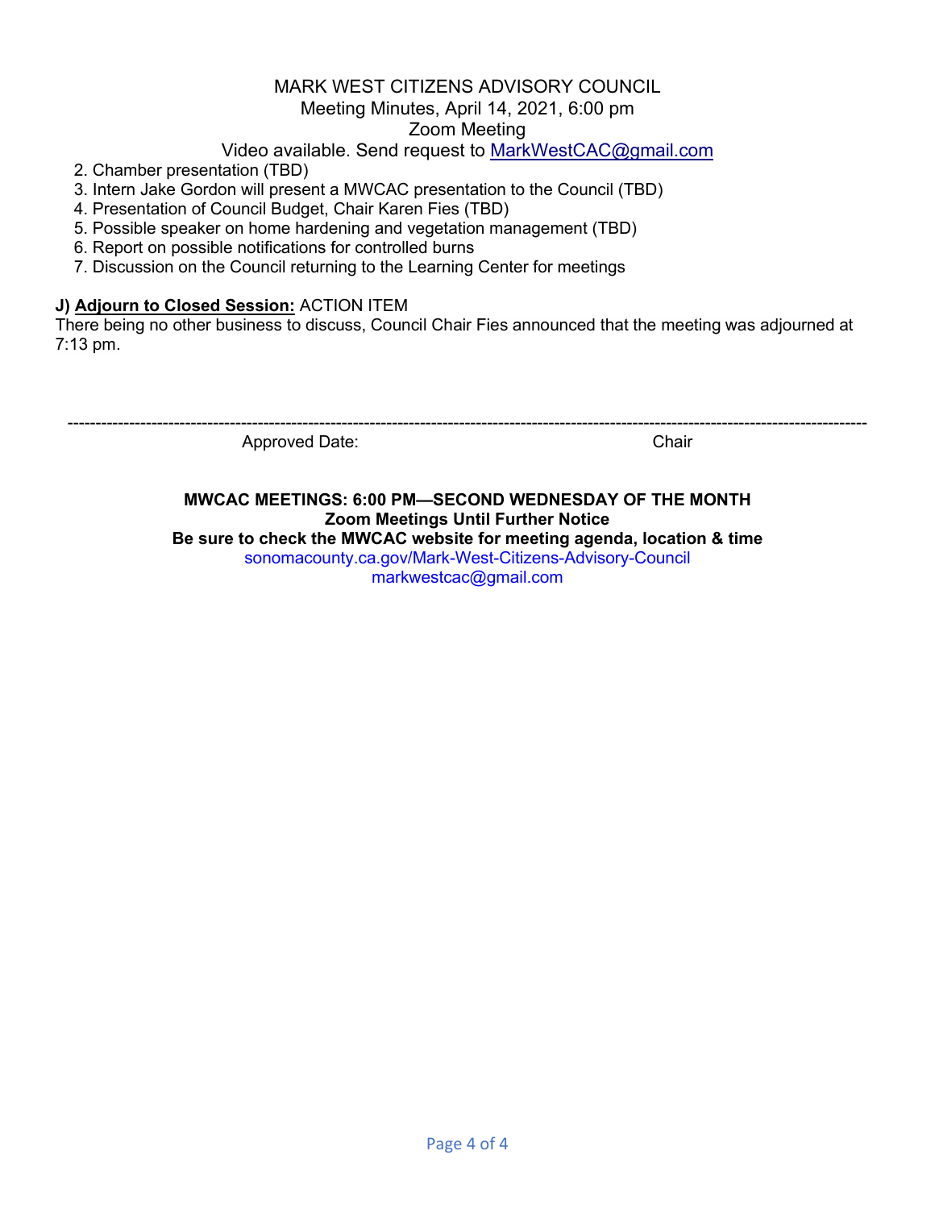MARK WEST CITIZENS ADVISORY COUNCIL
Meeting Minutes, April 14, 2021, 6:00 pm
Zoom Meeting
Video available. Send request to MarkWestCAC@gmail.com

2. Chamber presentation (TBD)
3. Intern Jake Gordon will present a MWCAC presentation to the Council (TBD)
4. Presentation of Council Budget, Chair Karen Fies (TBD)
5. Possible speaker on home hardening and vegetation management (TBD)
6. Report on possible notifications for controlled burns
7. Discussion on the Council returning to the Learning Center for meetings

**J) Adjourn to Closed Session:** ACTION ITEM
There being no other business to discuss, Council Chair Fies announced that the meeting was adjourned at 7:13 pm.

---

Approved Date: Chair

**MWCAC MEETINGS: 6:00 PM—SECOND WEDNESDAY OF THE MONTH**
**Zoom Meetings Until Further Notice**
**Be sure to check the MWCAC website for meeting agenda, location & time**
sonomacounty.ca.gov/Mark-West-Citizens-Advisory-Council
markwestcac@gmail.com